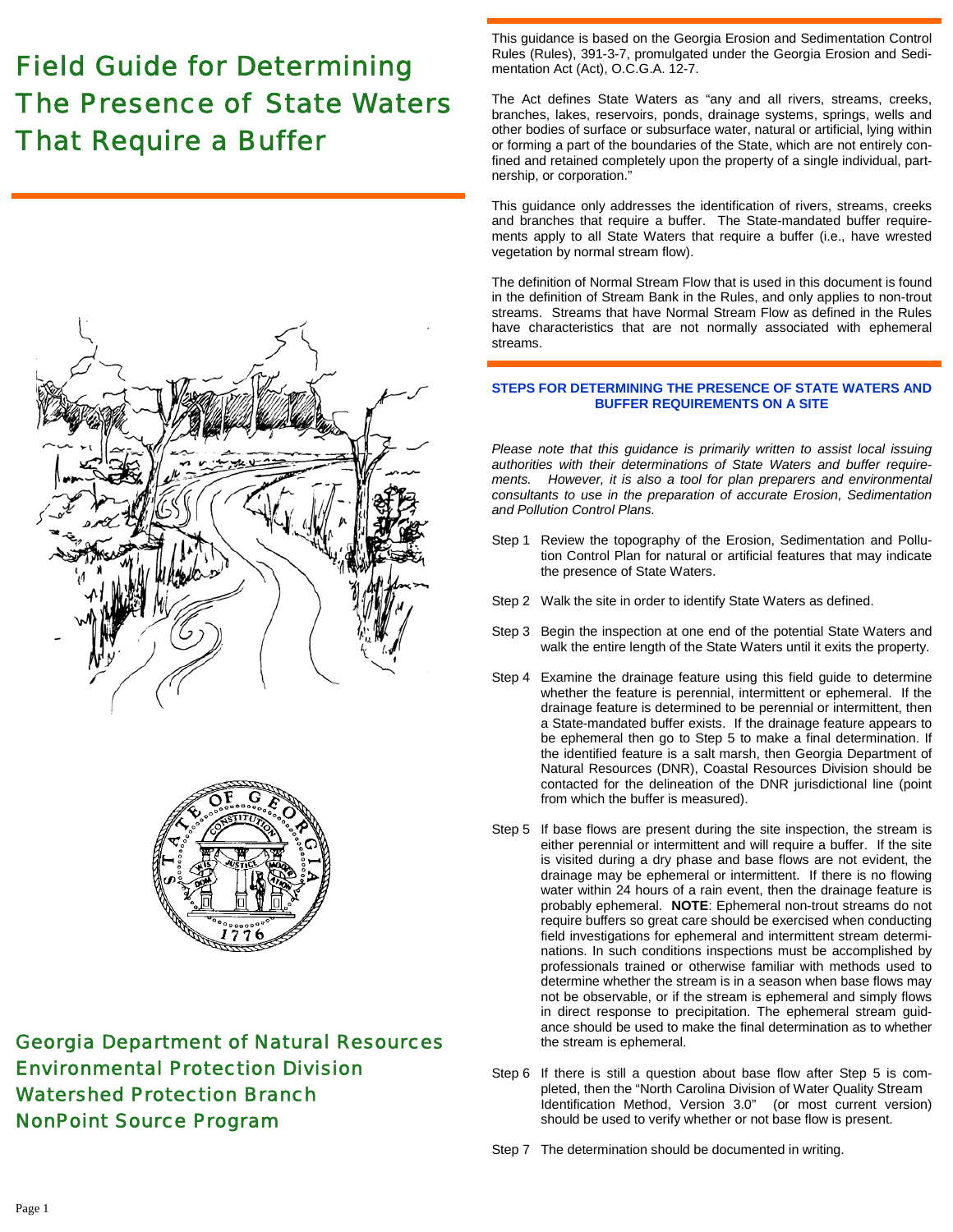# Field Guide for Determining The Presence of State Waters That Require a Buffer

Georgia Department of Natural Resources
Environmental Protection Division
Watershed Protection Branch
NonPoint Source Program

This guidance is based on the Georgia Erosion and Sedimentation Control Rules (Rules), 391-3-7, promulgated under the Georgia Erosion and Sedimentation Act (Act), O.C.G.A. 12-7.

The Act defines State Waters as "any and all rivers, streams, creeks, branches, lakes, reservoirs, ponds, drainage systems, springs, wells and other bodies of surface or subsurface water, natural or artificial, lying within or forming a part of the boundaries of the State, which are not entirely confined and retained completely upon the property of a single individual, partnership, or corporation."

This guidance only addresses the identification of rivers, streams, creeks and branches that require a buffer. The State-mandated buffer requirements apply to all State Waters that require a buffer (i.e., have wrested vegetation by normal stream flow).

The definition of Normal Stream Flow that is used in this document is found in the definition of Stream Bank in the Rules, and only applies to non-trout streams. Streams that have Normal Stream Flow as defined in the Rules have characteristics that are not normally associated with ephemeral streams.

## STEPS FOR DETERMINING THE PRESENCE OF STATE WATERS AND BUFFER REQUIREMENTS ON A SITE

*Please note that this guidance is primarily written to assist local issuing authorities with their determinations of State Waters and buffer requirements. However, it is also a tool for plan preparers and environmental consultants to use in the preparation of accurate Erosion, Sedimentation and Pollution Control Plans.*

Step 1 Review the topography of the Erosion, Sedimentation and Pollution Control Plan for natural or artificial features that may indicate the presence of State Waters.

Step 2 Walk the site in order to identify State Waters as defined.

Step 3 Begin the inspection at one end of the potential State Waters and walk the entire length of the State Waters until it exits the property.

Step 4 Examine the drainage feature using this field guide to determine whether the feature is perennial, intermittent or ephemeral. If the drainage feature is determined to be perennial or intermittent, then a State-mandated buffer exists. If the drainage feature appears to be ephemeral then go to Step 5 to make a final determination. If the identified feature is a salt marsh, then Georgia Department of Natural Resources (DNR), Coastal Resources Division should be contacted for the delineation of the DNR jurisdictional line (point from which the buffer is measured).

Step 5 If base flows are present during the site inspection, the stream is either perennial or intermittent and will require a buffer. If the site is visited during a dry phase and base flows are not evident, the drainage may be ephemeral or intermittent. If there is no flowing water within 24 hours of a rain event, then the drainage feature is probably ephemeral. **NOTE**: Ephemeral non-trout streams do not require buffers so great care should be exercised when conducting field investigations for ephemeral and intermittent stream determinations. In such conditions inspections must be accomplished by professionals trained or otherwise familiar with methods used to determine whether the stream is in a season when base flows may not be observable, or if the stream is ephemeral and simply flows in direct response to precipitation. The ephemeral stream guidance should be used to make the final determination as to whether the stream is ephemeral.

Step 6 If there is still a question about base flow after Step 5 is completed, then the "North Carolina Division of Water Quality Stream Identification Method, Version 3.0" (or most current version) should be used to verify whether or not base flow is present.

Step 7 The determination should be documented in writing.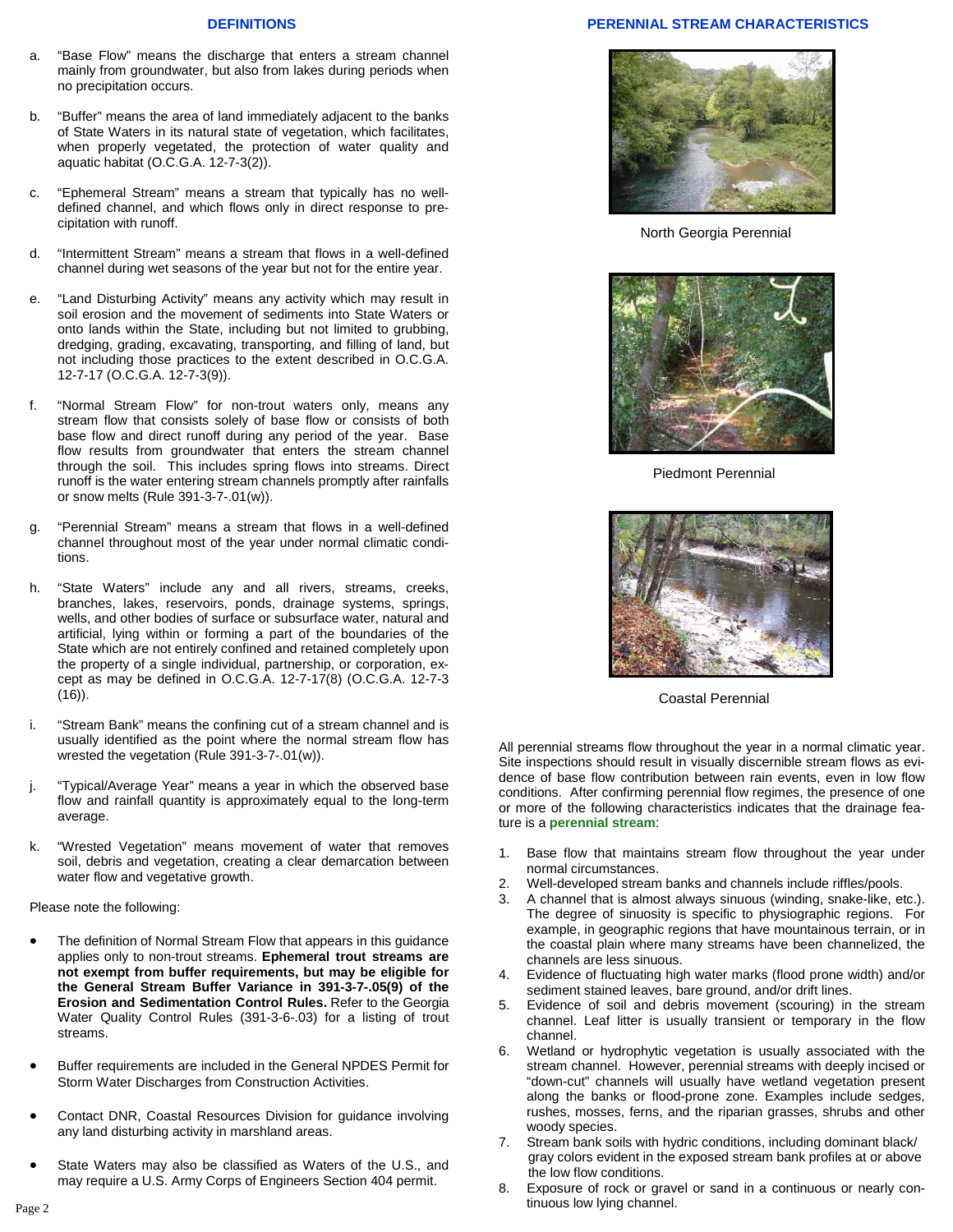## DEFINITIONS

a. "Base Flow" means the discharge that enters a stream channel mainly from groundwater, but also from lakes during periods when no precipitation occurs.

b. "Buffer" means the area of land immediately adjacent to the banks of State Waters in its natural state of vegetation, which facilitates, when properly vegetated, the protection of water quality and aquatic habitat (O.C.G.A. 12-7-3(2)).

c. "Ephemeral Stream" means a stream that typically has no well-defined channel, and which flows only in direct response to precipitation with runoff.

d. "Intermittent Stream" means a stream that flows in a well-defined channel during wet seasons of the year but not for the entire year.

e. "Land Disturbing Activity" means any activity which may result in soil erosion and the movement of sediments into State Waters or onto lands within the State, including but not limited to grubbing, dredging, grading, excavating, transporting, and filling of land, but not including those practices to the extent described in O.C.G.A. 12-7-17 (O.C.G.A. 12-7-3(9)).

f. "Normal Stream Flow" for non-trout waters only, means any stream flow that consists solely of base flow or consists of both base flow and direct runoff during any period of the year. Base flow results from groundwater that enters the stream channel through the soil. This includes spring flows into streams. Direct runoff is the water entering stream channels promptly after rainfalls or snow melts (Rule 391-3-7-.01(w)).

g. "Perennial Stream" means a stream that flows in a well-defined channel throughout most of the year under normal climatic conditions.

h. "State Waters" include any and all rivers, streams, creeks, branches, lakes, reservoirs, ponds, drainage systems, springs, wells, and other bodies of surface or subsurface water, natural and artificial, lying within or forming a part of the boundaries of the State which are not entirely confined and retained completely upon the property of a single individual, partnership, or corporation, except as may be defined in O.C.G.A. 12-7-17(8) (O.C.G.A. 12-7-3 (16)).

i. "Stream Bank" means the confining cut of a stream channel and is usually identified as the point where the normal stream flow has wrested the vegetation (Rule 391-3-7-.01(w)).

j. "Typical/Average Year" means a year in which the observed base flow and rainfall quantity is approximately equal to the long-term average.

k. "Wrested Vegetation" means movement of water that removes soil, debris and vegetation, creating a clear demarcation between water flow and vegetative growth.

Please note the following:

- The definition of Normal Stream Flow that appears in this guidance applies only to non-trout streams. **Ephemeral trout streams are not exempt from buffer requirements, but may be eligible for the General Stream Buffer Variance in 391-3-7-.05(9) of the Erosion and Sedimentation Control Rules.** Refer to the Georgia Water Quality Control Rules (391-3-6-.03) for a listing of trout streams.

- Buffer requirements are included in the General NPDES Permit for Storm Water Discharges from Construction Activities.

- Contact DNR, Coastal Resources Division for guidance involving any land disturbing activity in marshland areas.

- State Waters may also be classified as Waters of the U.S., and may require a U.S. Army Corps of Engineers Section 404 permit.

## PERENNIAL STREAM CHARACTERISTICS

North Georgia Perennial

Piedmont Perennial

Coastal Perennial

All perennial streams flow throughout the year in a normal climatic year. Site inspections should result in visually discernible stream flows as evidence of base flow contribution between rain events, even in low flow conditions. After confirming perennial flow regimes, the presence of one or more of the following characteristics indicates that the drainage feature is a **perennial stream**:

1. Base flow that maintains stream flow throughout the year under normal circumstances.
2. Well-developed stream banks and channels include riffles/pools.
3. A channel that is almost always sinuous (winding, snake-like, etc.). The degree of sinuosity is specific to physiographic regions. For example, in geographic regions that have mountainous terrain, or in the coastal plain where many streams have been channelized, the channels are less sinuous.
4. Evidence of fluctuating high water marks (flood prone width) and/or sediment stained leaves, bare ground, and/or drift lines.
5. Evidence of soil and debris movement (scouring) in the stream channel. Leaf litter is usually transient or temporary in the flow channel.
6. Wetland or hydrophytic vegetation is usually associated with the stream channel. However, perennial streams with deeply incised or "down-cut" channels will usually have wetland vegetation present along the banks or flood-prone zone. Examples include sedges, rushes, mosses, ferns, and the riparian grasses, shrubs and other woody species.
7. Stream bank soils with hydric conditions, including dominant black/gray colors evident in the exposed stream bank profiles at or above the low flow conditions.
8. Exposure of rock or gravel or sand in a continuous or nearly continuous low lying channel.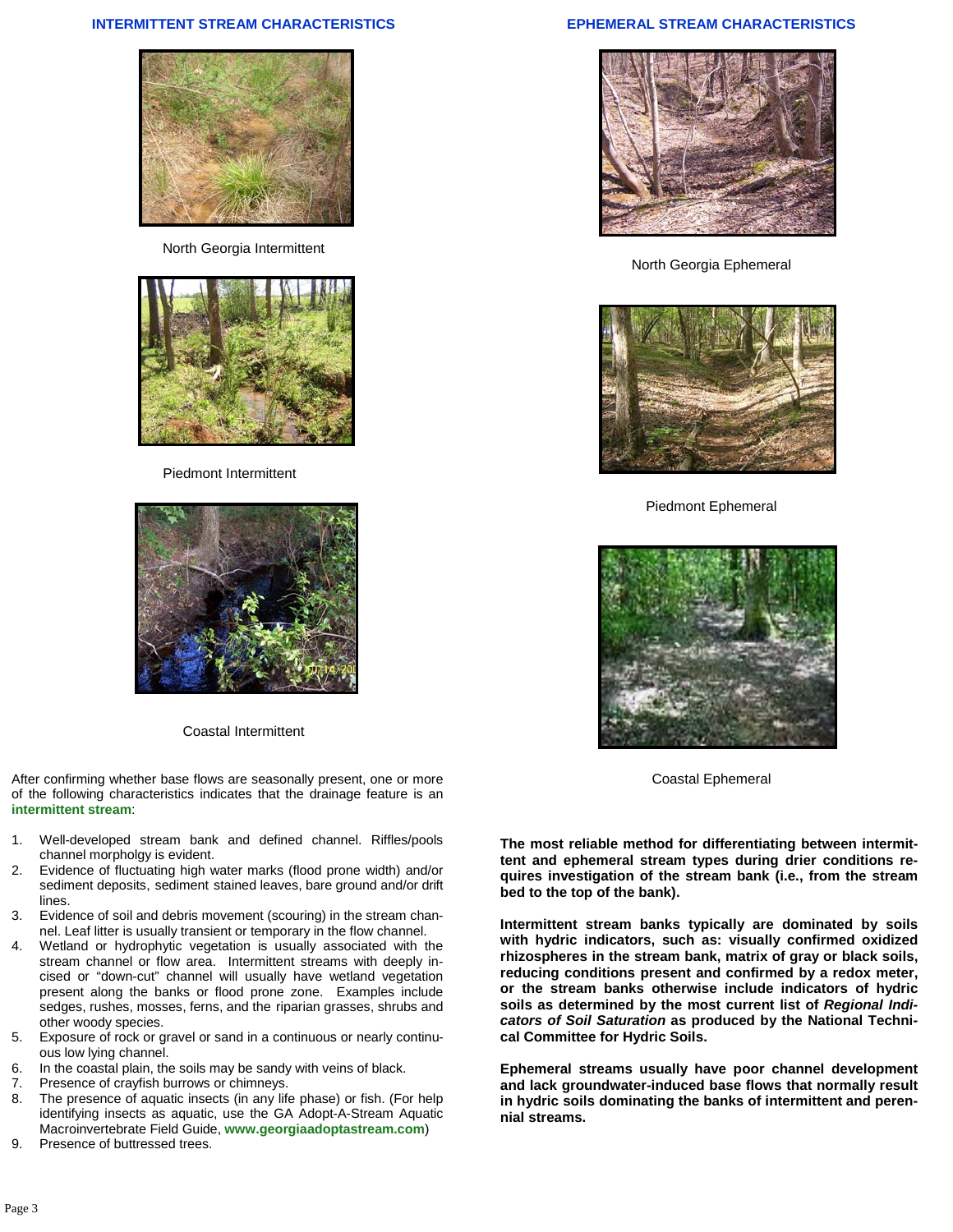## INTERMITTENT STREAM CHARACTERISTICS

North Georgia Intermittent

Piedmont Intermittent

Coastal Intermittent

After confirming whether base flows are seasonally present, one or more of the following characteristics indicates that the drainage feature is an **intermittent stream**:

1. Well-developed stream bank and defined channel. Riffles/pools channel morpholgy is evident.
2. Evidence of fluctuating high water marks (flood prone width) and/or sediment deposits, sediment stained leaves, bare ground and/or drift lines.
3. Evidence of soil and debris movement (scouring) in the stream channel. Leaf litter is usually transient or temporary in the flow channel.
4. Wetland or hydrophytic vegetation is usually associated with the stream channel or flow area. Intermittent streams with deeply incised or "down-cut" channel will usually have wetland vegetation present along the banks or flood prone zone. Examples include sedges, rushes, mosses, ferns, and the riparian grasses, shrubs and other woody species.
5. Exposure of rock or gravel or sand in a continuous or nearly continuous low lying channel.
6. In the coastal plain, the soils may be sandy with veins of black.
7. Presence of crayfish burrows or chimneys.
8. The presence of aquatic insects (in any life phase) or fish. (For help identifying insects as aquatic, use the GA Adopt-A-Stream Aquatic Macroinvertebrate Field Guide, **www.georgiaadoptastream.com**)
9. Presence of buttressed trees.

## EPHEMERAL STREAM CHARACTERISTICS

North Georgia Ephemeral

Piedmont Ephemeral

Coastal Ephemeral

**The most reliable method for differentiating between intermittent and ephemeral stream types during drier conditions requires investigation of the stream bank (i.e., from the stream bed to the top of the bank).**

**Intermittent stream banks typically are dominated by soils with hydric indicators, such as: visually confirmed oxidized rhizospheres in the stream bank, matrix of gray or black soils, reducing conditions present and confirmed by a redox meter, or the stream banks otherwise include indicators of hydric soils as determined by the most current list of *Regional Indicators of Soil Saturation* as produced by the National Technical Committee for Hydric Soils.**

**Ephemeral streams usually have poor channel development and lack groundwater-induced base flows that normally result in hydric soils dominating the banks of intermittent and perennial streams.**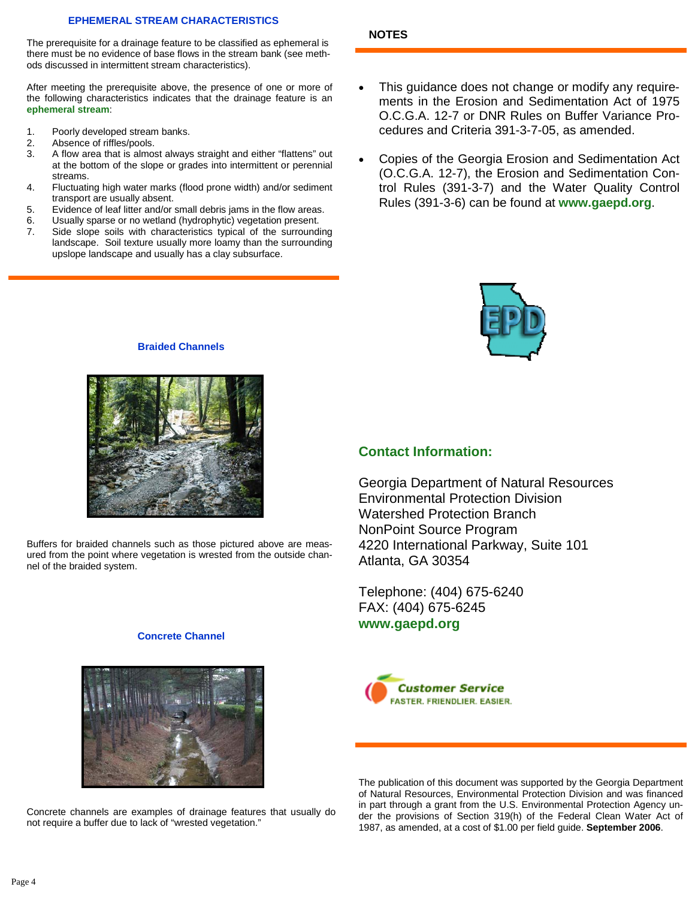## EPHEMERAL STREAM CHARACTERISTICS

The prerequisite for a drainage feature to be classified as ephemeral is there must be no evidence of base flows in the stream bank (see methods discussed in intermittent stream characteristics).

After meeting the prerequisite above, the presence of one or more of the following characteristics indicates that the drainage feature is an **ephemeral stream**:

1. Poorly developed stream banks.
2. Absence of riffles/pools.
3. A flow area that is almost always straight and either "flattens" out at the bottom of the slope or grades into intermittent or perennial streams.
4. Fluctuating high water marks (flood prone width) and/or sediment transport are usually absent.
5. Evidence of leaf litter and/or small debris jams in the flow areas.
6. Usually sparse or no wetland (hydrophytic) vegetation present.
7. Side slope soils with characteristics typical of the surrounding landscape. Soil texture usually more loamy than the surrounding upslope landscape and usually has a clay subsurface.

### Braided Channels

Buffers for braided channels such as those pictured above are measured from the point where vegetation is wrested from the outside channel of the braided system.

### Concrete Channel

Concrete channels are examples of drainage features that usually do not require a buffer due to lack of "wrested vegetation."

## NOTES

- This guidance does not change or modify any requirements in the Erosion and Sedimentation Act of 1975 O.C.G.A. 12-7 or DNR Rules on Buffer Variance Procedures and Criteria 391-3-7-05, as amended.
- Copies of the Georgia Erosion and Sedimentation Act (O.C.G.A. 12-7), the Erosion and Sedimentation Control Rules (391-3-7) and the Water Quality Control Rules (391-3-6) can be found at **www.gaepd.org**.

## Contact Information:

Georgia Department of Natural Resources
Environmental Protection Division
Watershed Protection Branch
NonPoint Source Program
4220 International Parkway, Suite 101
Atlanta, GA 30354

Telephone: (404) 675-6240
FAX: (404) 675-6245
**www.gaepd.org**

Customer Service
FASTER. FRIENDLIER. EASIER.

The publication of this document was supported by the Georgia Department of Natural Resources, Environmental Protection Division and was financed in part through a grant from the U.S. Environmental Protection Agency under the provisions of Section 319(h) of the Federal Clean Water Act of 1987, as amended, at a cost of $1.00 per field guide. **September 2006**.